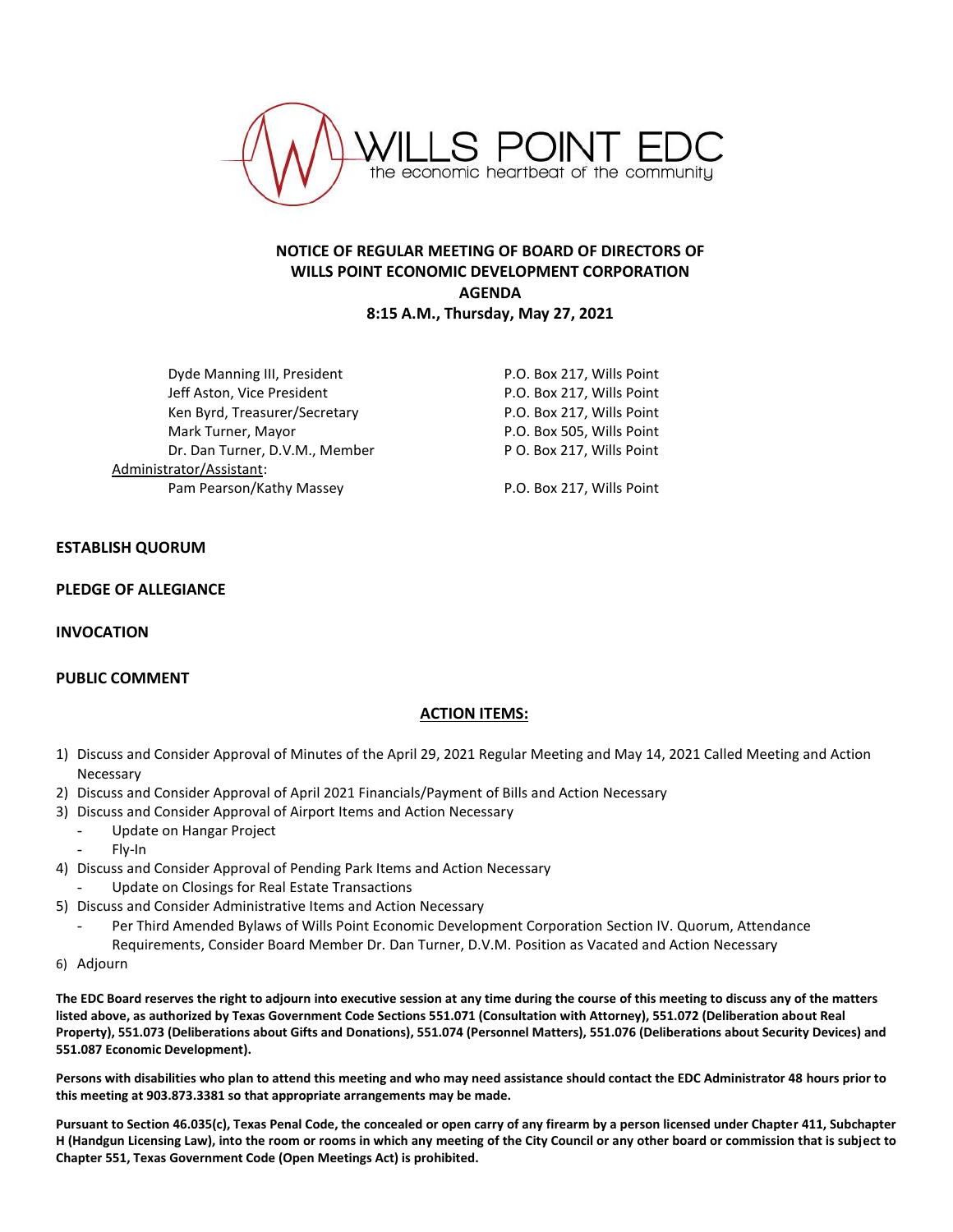WILLS POINT EDC
the economic heartbeat of the community

**NOTICE OF REGULAR MEETING OF BOARD OF DIRECTORS OF WILLS POINT ECONOMIC DEVELOPMENT CORPORATION**
**AGENDA**
**8:15 A.M., Thursday, May 27, 2021**

| | |
|---|---|
| Dyde Manning III, President | P.O. Box 217, Wills Point |
| Jeff Aston, Vice President | P.O. Box 217, Wills Point |
| Ken Byrd, Treasurer/Secretary | P.O. Box 217, Wills Point |
| Mark Turner, Mayor | P.O. Box 505, Wills Point |
| Dr. Dan Turner, D.V.M., Member | P O. Box 217, Wills Point |
| Administrator/Assistant: | |
| Pam Pearson/Kathy Massey | P.O. Box 217, Wills Point |

**ESTABLISH QUORUM**

**PLEDGE OF ALLEGIANCE**

**INVOCATION**

**PUBLIC COMMENT**

**ACTION ITEMS:**

1) Discuss and Consider Approval of Minutes of the April 29, 2021 Regular Meeting and May 14, 2021 Called Meeting and Action Necessary
2) Discuss and Consider Approval of April 2021 Financials/Payment of Bills and Action Necessary
3) Discuss and Consider Approval of Airport Items and Action Necessary
   - Update on Hangar Project
   - Fly-In
4) Discuss and Consider Approval of Pending Park Items and Action Necessary
   - Update on Closings for Real Estate Transactions
5) Discuss and Consider Administrative Items and Action Necessary
   - Per Third Amended Bylaws of Wills Point Economic Development Corporation Section IV. Quorum, Attendance Requirements, Consider Board Member Dr. Dan Turner, D.V.M. Position as Vacated and Action Necessary
6) Adjourn

**The EDC Board reserves the right to adjourn into executive session at any time during the course of this meeting to discuss any of the matters listed above, as authorized by Texas Government Code Sections 551.071 (Consultation with Attorney), 551.072 (Deliberation about Real Property), 551.073 (Deliberations about Gifts and Donations), 551.074 (Personnel Matters), 551.076 (Deliberations about Security Devices) and 551.087 Economic Development).**

**Persons with disabilities who plan to attend this meeting and who may need assistance should contact the EDC Administrator 48 hours prior to this meeting at 903.873.3381 so that appropriate arrangements may be made.**

**Pursuant to Section 46.035(c), Texas Penal Code, the concealed or open carry of any firearm by a person licensed under Chapter 411, Subchapter H (Handgun Licensing Law), into the room or rooms in which any meeting of the City Council or any other board or commission that is subject to Chapter 551, Texas Government Code (Open Meetings Act) is prohibited.**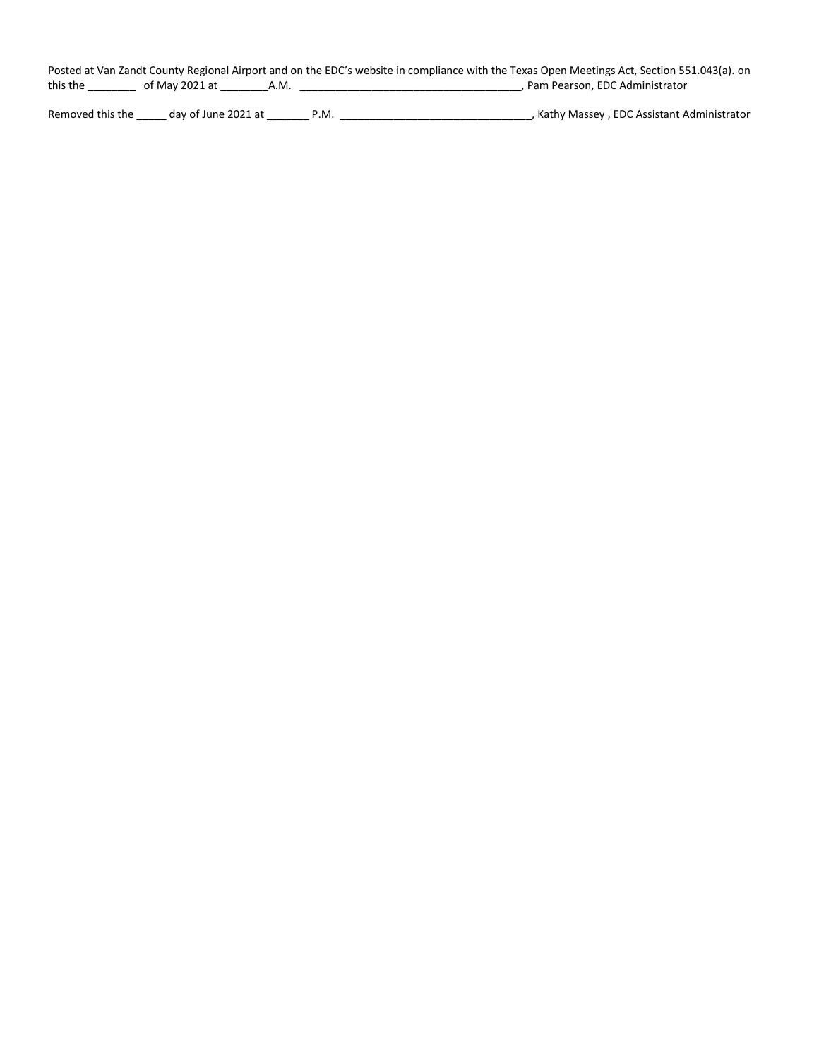Posted at Van Zandt County Regional Airport and on the EDC's website in compliance with the Texas Open Meetings Act, Section 551.043(a). on this the ________ of May 2021 at ________A.M. ____________________________________, Pam Pearson, EDC Administrator

Removed this the _____ day of June 2021 at _______ P.M. ________________________________, Kathy Massey , EDC Assistant Administrator